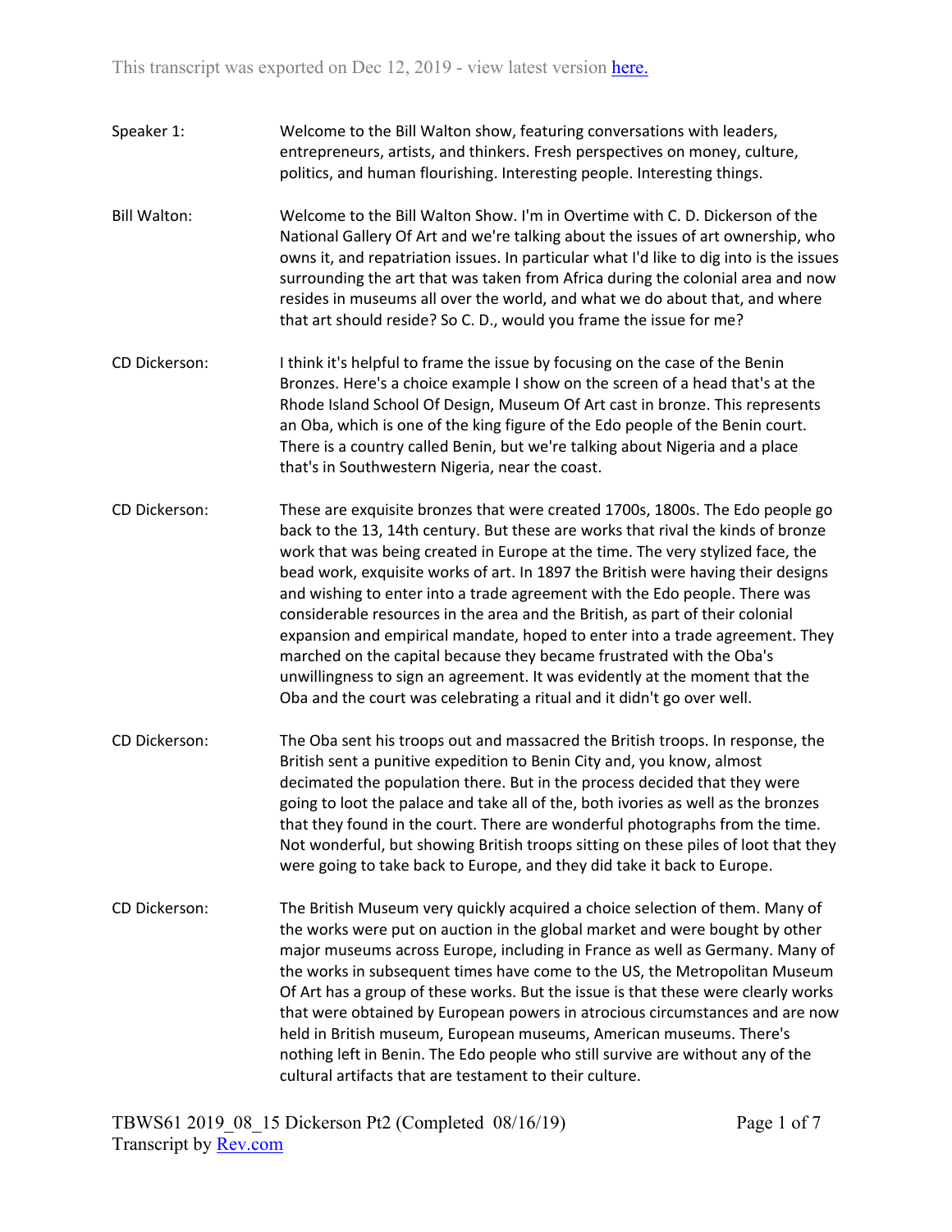This transcript was exported on Dec 12, 2019 - view latest version here.

Speaker 1: Welcome to the Bill Walton show, featuring conversations with leaders, entrepreneurs, artists, and thinkers. Fresh perspectives on money, culture, politics, and human flourishing. Interesting people. Interesting things.

Bill Walton: Welcome to the Bill Walton Show. I'm in Overtime with C. D. Dickerson of the National Gallery Of Art and we're talking about the issues of art ownership, who owns it, and repatriation issues. In particular what I'd like to dig into is the issues surrounding the art that was taken from Africa during the colonial area and now resides in museums all over the world, and what we do about that, and where that art should reside? So C. D., would you frame the issue for me?

CD Dickerson: I think it's helpful to frame the issue by focusing on the case of the Benin Bronzes. Here's a choice example I show on the screen of a head that's at the Rhode Island School Of Design, Museum Of Art cast in bronze. This represents an Oba, which is one of the king figure of the Edo people of the Benin court. There is a country called Benin, but we're talking about Nigeria and a place that's in Southwestern Nigeria, near the coast.

CD Dickerson: These are exquisite bronzes that were created 1700s, 1800s. The Edo people go back to the 13, 14th century. But these are works that rival the kinds of bronze work that was being created in Europe at the time. The very stylized face, the bead work, exquisite works of art. In 1897 the British were having their designs and wishing to enter into a trade agreement with the Edo people. There was considerable resources in the area and the British, as part of their colonial expansion and empirical mandate, hoped to enter into a trade agreement. They marched on the capital because they became frustrated with the Oba's unwillingness to sign an agreement. It was evidently at the moment that the Oba and the court was celebrating a ritual and it didn't go over well.

CD Dickerson: The Oba sent his troops out and massacred the British troops. In response, the British sent a punitive expedition to Benin City and, you know, almost decimated the population there. But in the process decided that they were going to loot the palace and take all of the, both ivories as well as the bronzes that they found in the court. There are wonderful photographs from the time. Not wonderful, but showing British troops sitting on these piles of loot that they were going to take back to Europe, and they did take it back to Europe.

CD Dickerson: The British Museum very quickly acquired a choice selection of them. Many of the works were put on auction in the global market and were bought by other major museums across Europe, including in France as well as Germany. Many of the works in subsequent times have come to the US, the Metropolitan Museum Of Art has a group of these works. But the issue is that these were clearly works that were obtained by European powers in atrocious circumstances and are now held in British museum, European museums, American museums. There's nothing left in Benin. The Edo people who still survive are without any of the cultural artifacts that are testament to their culture.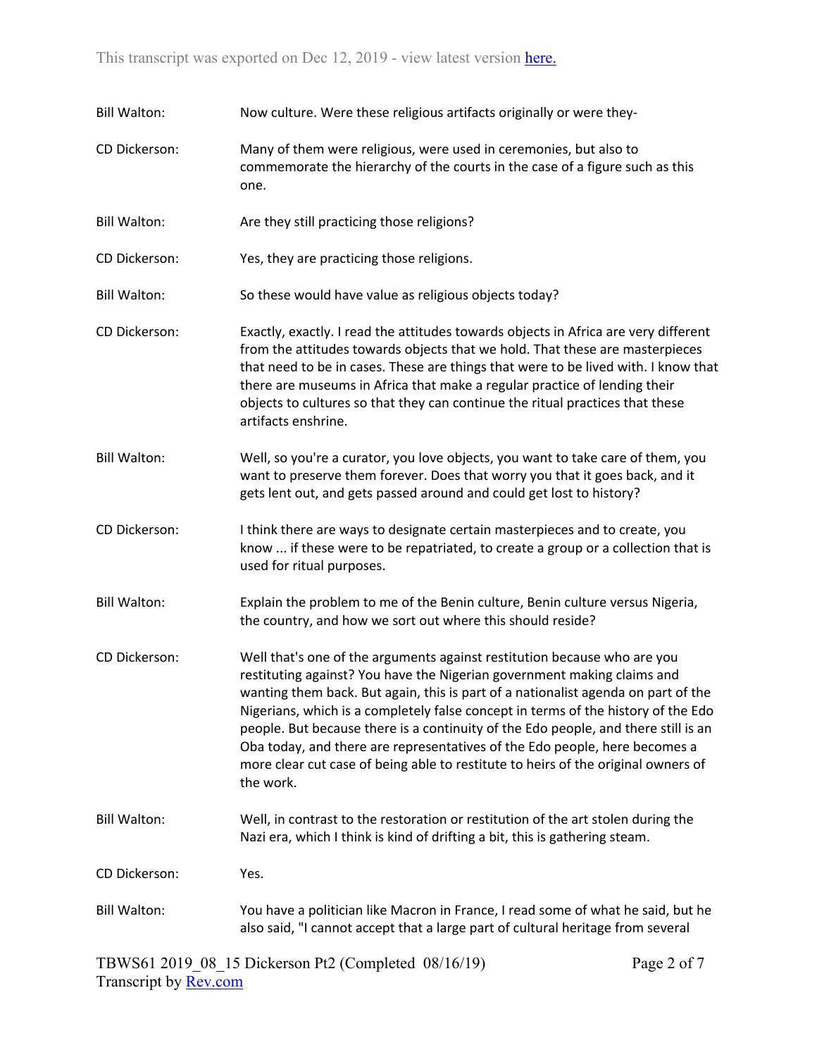**Bill Walton:** Now culture. Were these religious artifacts originally or were they-

**CD Dickerson:** Many of them were religious, were used in ceremonies, but also to commemorate the hierarchy of the courts in the case of a figure such as this one.

**Bill Walton:** Are they still practicing those religions?

**CD Dickerson:** Yes, they are practicing those religions.

**Bill Walton:** So these would have value as religious objects today?

**CD Dickerson:** Exactly, exactly. I read the attitudes towards objects in Africa are very different from the attitudes towards objects that we hold. That these are masterpieces that need to be in cases. These are things that were to be lived with. I know that there are museums in Africa that make a regular practice of lending their objects to cultures so that they can continue the ritual practices that these artifacts enshrine.

**Bill Walton:** Well, so you're a curator, you love objects, you want to take care of them, you want to preserve them forever. Does that worry you that it goes back, and it gets lent out, and gets passed around and could get lost to history?

**CD Dickerson:** I think there are ways to designate certain masterpieces and to create, you know ... if these were to be repatriated, to create a group or a collection that is used for ritual purposes.

**Bill Walton:** Explain the problem to me of the Benin culture, Benin culture versus Nigeria, the country, and how we sort out where this should reside?

**CD Dickerson:** Well that's one of the arguments against restitution because who are you restituting against? You have the Nigerian government making claims and wanting them back. But again, this is part of a nationalist agenda on part of the Nigerians, which is a completely false concept in terms of the history of the Edo people. But because there is a continuity of the Edo people, and there still is an Oba today, and there are representatives of the Edo people, here becomes a more clear cut case of being able to restitute to heirs of the original owners of the work.

**Bill Walton:** Well, in contrast to the restoration or restitution of the art stolen during the Nazi era, which I think is kind of drifting a bit, this is gathering steam.

**CD Dickerson:** Yes.

**Bill Walton:** You have a politician like Macron in France, I read some of what he said, but he also said, "I cannot accept that a large part of cultural heritage from several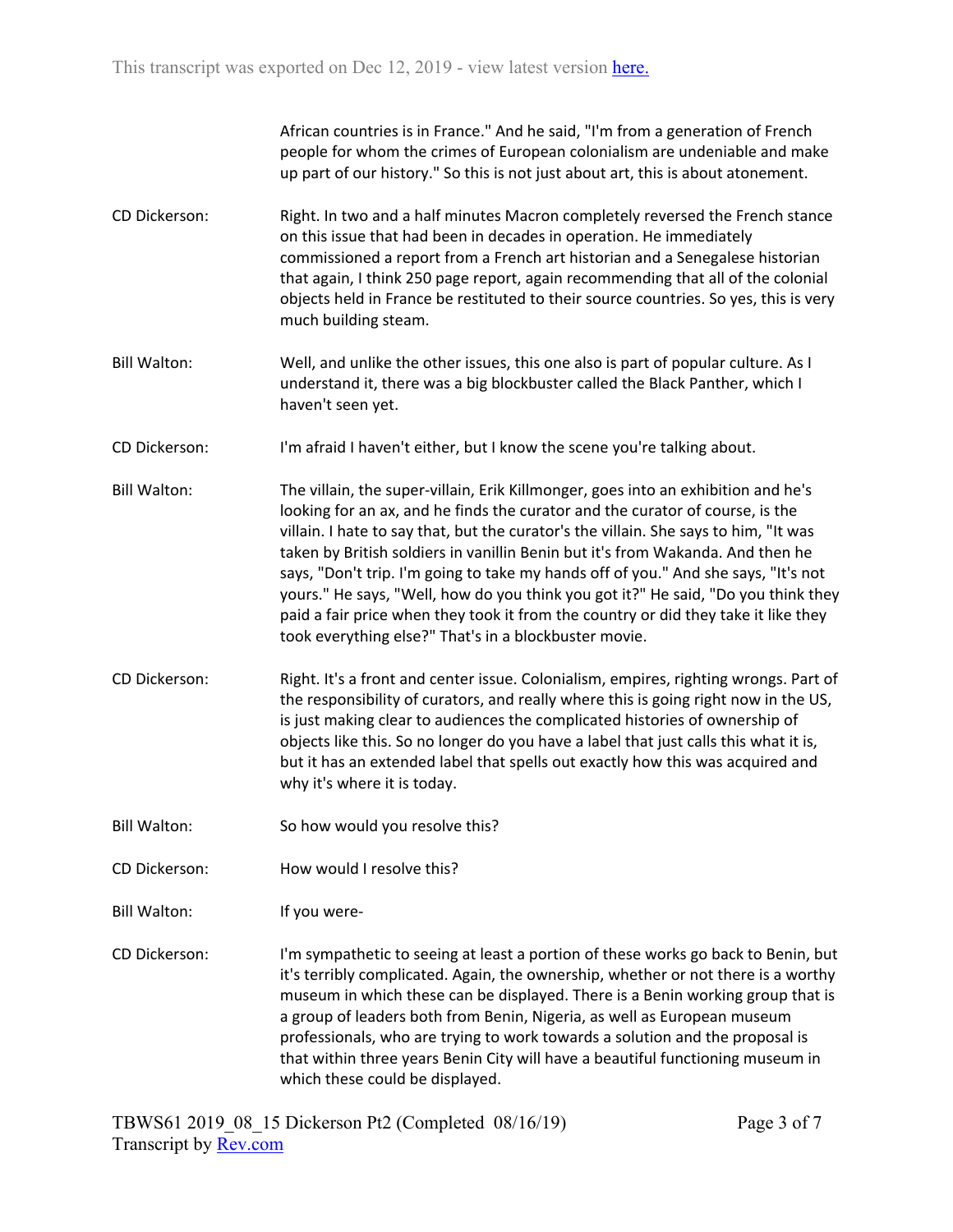African countries is in France." And he said, "I'm from a generation of French people for whom the crimes of European colonialism are undeniable and make up part of our history." So this is not just about art, this is about atonement.

CD Dickerson: Right. In two and a half minutes Macron completely reversed the French stance on this issue that had been in decades in operation. He immediately commissioned a report from a French art historian and a Senegalese historian that again, I think 250 page report, again recommending that all of the colonial objects held in France be restituted to their source countries. So yes, this is very much building steam.

Bill Walton: Well, and unlike the other issues, this one also is part of popular culture. As I understand it, there was a big blockbuster called the Black Panther, which I haven't seen yet.

CD Dickerson: I'm afraid I haven't either, but I know the scene you're talking about.

Bill Walton: The villain, the super-villain, Erik Killmonger, goes into an exhibition and he's looking for an ax, and he finds the curator and the curator of course, is the villain. I hate to say that, but the curator's the villain. She says to him, "It was taken by British soldiers in vanillin Benin but it's from Wakanda. And then he says, "Don't trip. I'm going to take my hands off of you." And she says, "It's not yours." He says, "Well, how do you think you got it?" He said, "Do you think they paid a fair price when they took it from the country or did they take it like they took everything else?" That's in a blockbuster movie.

CD Dickerson: Right. It's a front and center issue. Colonialism, empires, righting wrongs. Part of the responsibility of curators, and really where this is going right now in the US, is just making clear to audiences the complicated histories of ownership of objects like this. So no longer do you have a label that just calls this what it is, but it has an extended label that spells out exactly how this was acquired and why it's where it is today.

Bill Walton: So how would you resolve this?

CD Dickerson: How would I resolve this?

Bill Walton: If you were-

CD Dickerson: I'm sympathetic to seeing at least a portion of these works go back to Benin, but it's terribly complicated. Again, the ownership, whether or not there is a worthy museum in which these can be displayed. There is a Benin working group that is a group of leaders both from Benin, Nigeria, as well as European museum professionals, who are trying to work towards a solution and the proposal is that within three years Benin City will have a beautiful functioning museum in which these could be displayed.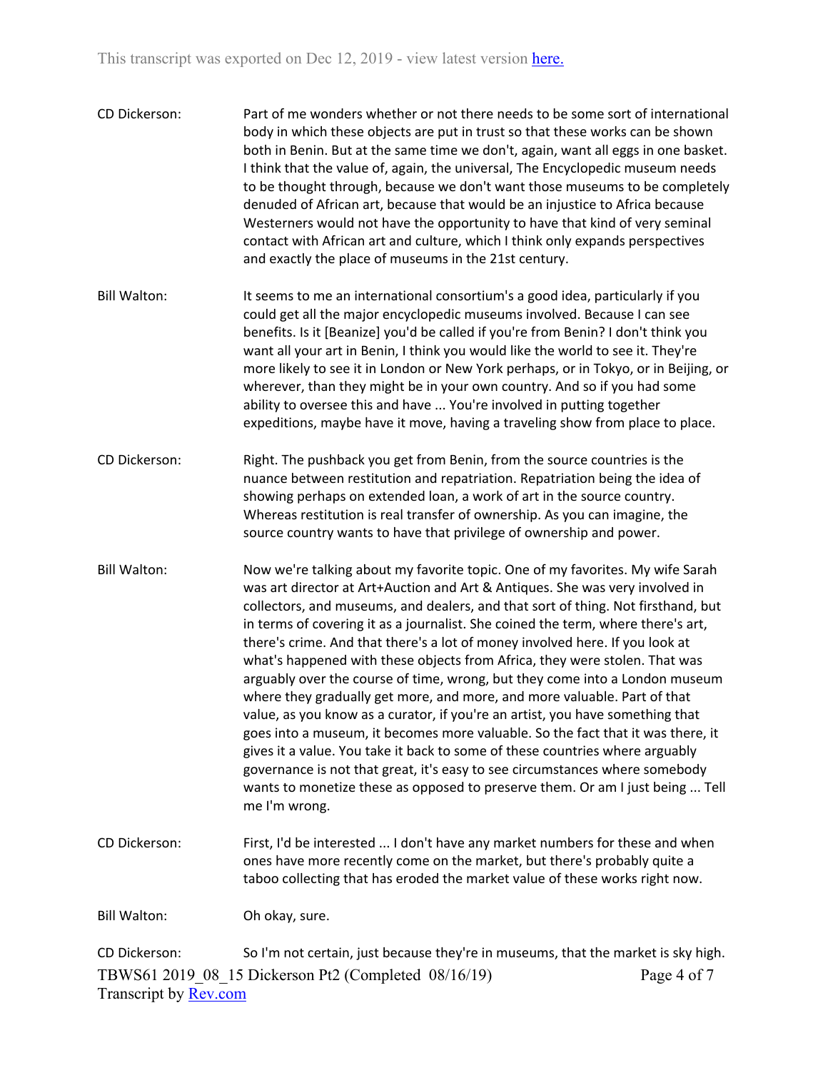CD Dickerson: Part of me wonders whether or not there needs to be some sort of international body in which these objects are put in trust so that these works can be shown both in Benin. But at the same time we don't, again, want all eggs in one basket. I think that the value of, again, the universal, The Encyclopedic museum needs to be thought through, because we don't want those museums to be completely denuded of African art, because that would be an injustice to Africa because Westerners would not have the opportunity to have that kind of very seminal contact with African art and culture, which I think only expands perspectives and exactly the place of museums in the 21st century.

Bill Walton: It seems to me an international consortium's a good idea, particularly if you could get all the major encyclopedic museums involved. Because I can see benefits. Is it [Beanize] you'd be called if you're from Benin? I don't think you want all your art in Benin, I think you would like the world to see it. They're more likely to see it in London or New York perhaps, or in Tokyo, or in Beijing, or wherever, than they might be in your own country. And so if you had some ability to oversee this and have ... You're involved in putting together expeditions, maybe have it move, having a traveling show from place to place.

CD Dickerson: Right. The pushback you get from Benin, from the source countries is the nuance between restitution and repatriation. Repatriation being the idea of showing perhaps on extended loan, a work of art in the source country. Whereas restitution is real transfer of ownership. As you can imagine, the source country wants to have that privilege of ownership and power.

Bill Walton: Now we're talking about my favorite topic. One of my favorites. My wife Sarah was art director at Art+Auction and Art & Antiques. She was very involved in collectors, and museums, and dealers, and that sort of thing. Not firsthand, but in terms of covering it as a journalist. She coined the term, where there's art, there's crime. And that there's a lot of money involved here. If you look at what's happened with these objects from Africa, they were stolen. That was arguably over the course of time, wrong, but they come into a London museum where they gradually get more, and more, and more valuable. Part of that value, as you know as a curator, if you're an artist, you have something that goes into a museum, it becomes more valuable. So the fact that it was there, it gives it a value. You take it back to some of these countries where arguably governance is not that great, it's easy to see circumstances where somebody wants to monetize these as opposed to preserve them. Or am I just being ... Tell me I'm wrong.

CD Dickerson: First, I'd be interested ... I don't have any market numbers for these and when ones have more recently come on the market, but there's probably quite a taboo collecting that has eroded the market value of these works right now.

Bill Walton: Oh okay, sure.

CD Dickerson: So I'm not certain, just because they're in museums, that the market is sky high.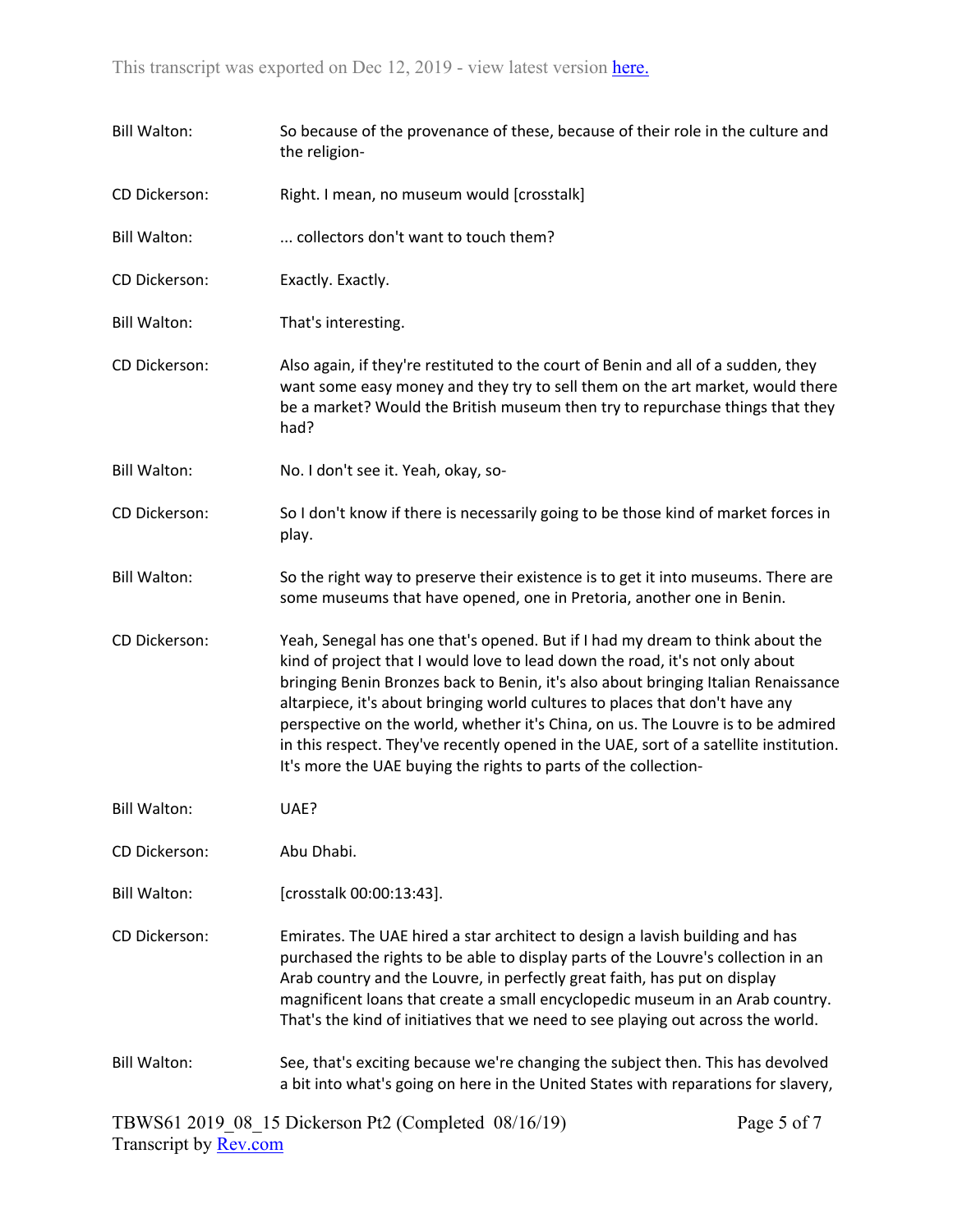**Bill Walton:** So because of the provenance of these, because of their role in the culture and the religion-

**CD Dickerson:** Right. I mean, no museum would [crosstalk]

**Bill Walton:** ... collectors don't want to touch them?

**CD Dickerson:** Exactly. Exactly.

**Bill Walton:** That's interesting.

**CD Dickerson:** Also again, if they're restituted to the court of Benin and all of a sudden, they want some easy money and they try to sell them on the art market, would there be a market? Would the British museum then try to repurchase things that they had?

**Bill Walton:** No. I don't see it. Yeah, okay, so-

**CD Dickerson:** So I don't know if there is necessarily going to be those kind of market forces in play.

**Bill Walton:** So the right way to preserve their existence is to get it into museums. There are some museums that have opened, one in Pretoria, another one in Benin.

**CD Dickerson:** Yeah, Senegal has one that's opened. But if I had my dream to think about the kind of project that I would love to lead down the road, it's not only about bringing Benin Bronzes back to Benin, it's also about bringing Italian Renaissance altarpiece, it's about bringing world cultures to places that don't have any perspective on the world, whether it's China, on us. The Louvre is to be admired in this respect. They've recently opened in the UAE, sort of a satellite institution. It's more the UAE buying the rights to parts of the collection-

**Bill Walton:** UAE?

**CD Dickerson:** Abu Dhabi.

**Bill Walton:** [crosstalk 00:00:13:43].

**CD Dickerson:** Emirates. The UAE hired a star architect to design a lavish building and has purchased the rights to be able to display parts of the Louvre's collection in an Arab country and the Louvre, in perfectly great faith, has put on display magnificent loans that create a small encyclopedic museum in an Arab country. That's the kind of initiatives that we need to see playing out across the world.

**Bill Walton:** See, that's exciting because we're changing the subject then. This has devolved a bit into what's going on here in the United States with reparations for slavery,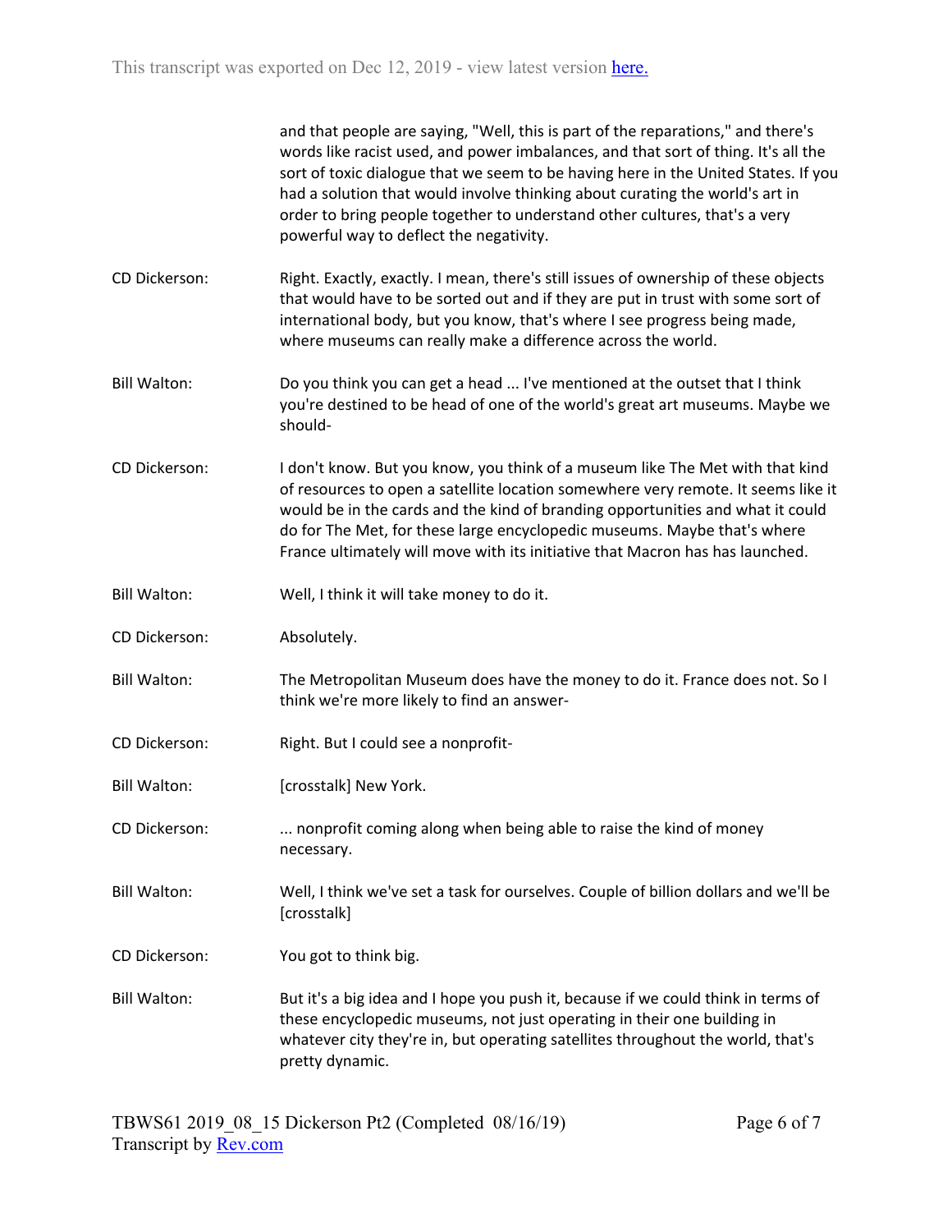and that people are saying, "Well, this is part of the reparations," and there's words like racist used, and power imbalances, and that sort of thing. It's all the sort of toxic dialogue that we seem to be having here in the United States. If you had a solution that would involve thinking about curating the world's art in order to bring people together to understand other cultures, that's a very powerful way to deflect the negativity.

**CD Dickerson:** Right. Exactly, exactly. I mean, there's still issues of ownership of these objects that would have to be sorted out and if they are put in trust with some sort of international body, but you know, that's where I see progress being made, where museums can really make a difference across the world.

**Bill Walton:** Do you think you can get a head ... I've mentioned at the outset that I think you're destined to be head of one of the world's great art museums. Maybe we should-

**CD Dickerson:** I don't know. But you know, you think of a museum like The Met with that kind of resources to open a satellite location somewhere very remote. It seems like it would be in the cards and the kind of branding opportunities and what it could do for The Met, for these large encyclopedic museums. Maybe that's where France ultimately will move with its initiative that Macron has has launched.

**Bill Walton:** Well, I think it will take money to do it.

**CD Dickerson:** Absolutely.

**Bill Walton:** The Metropolitan Museum does have the money to do it. France does not. So I think we're more likely to find an answer-

**CD Dickerson:** Right. But I could see a nonprofit-

**Bill Walton:** [crosstalk] New York.

**CD Dickerson:** ... nonprofit coming along when being able to raise the kind of money necessary.

**Bill Walton:** Well, I think we've set a task for ourselves. Couple of billion dollars and we'll be [crosstalk]

**CD Dickerson:** You got to think big.

**Bill Walton:** But it's a big idea and I hope you push it, because if we could think in terms of these encyclopedic museums, not just operating in their one building in whatever city they're in, but operating satellites throughout the world, that's pretty dynamic.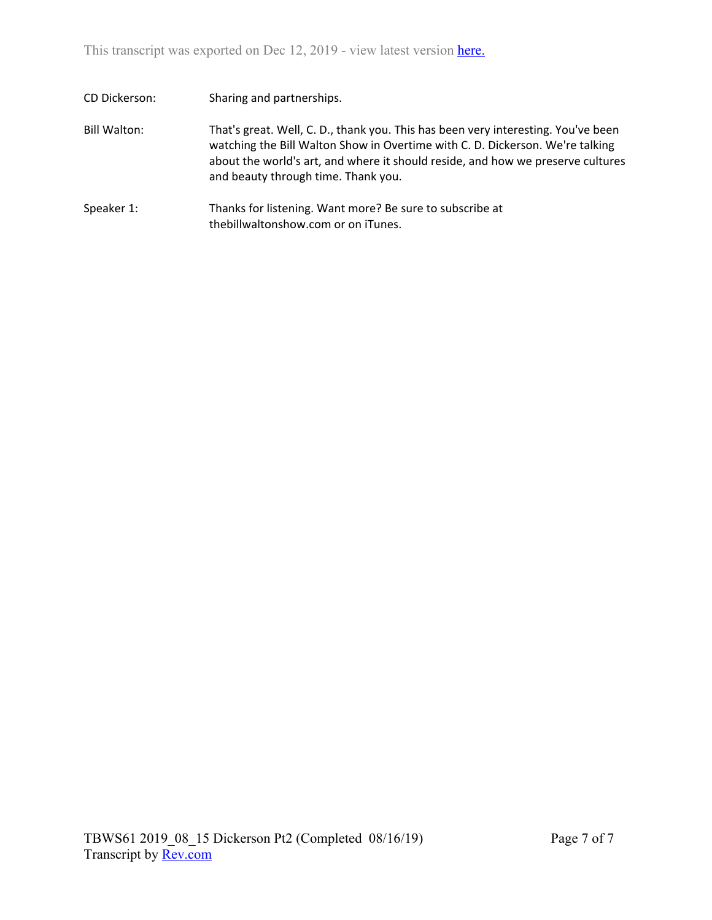CD Dickerson: Sharing and partnerships.

Bill Walton: That's great. Well, C. D., thank you. This has been very interesting. You've been watching the Bill Walton Show in Overtime with C. D. Dickerson. We're talking about the world's art, and where it should reside, and how we preserve cultures and beauty through time. Thank you.

Speaker 1: Thanks for listening. Want more? Be sure to subscribe at thebillwaltonshow.com or on iTunes.